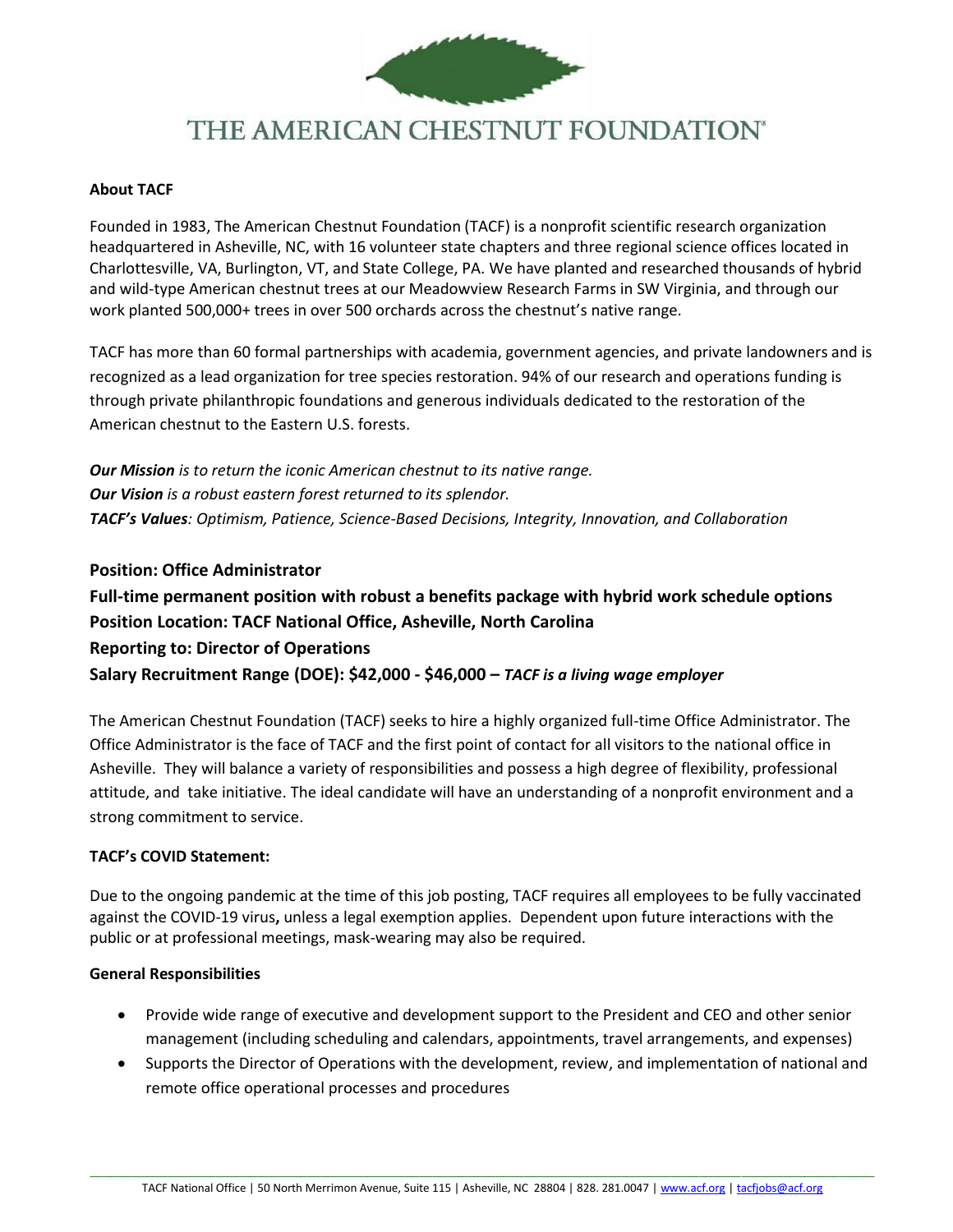# THE AMERICAN CHESTNUT FOUNDATION®

**About TACF**

Founded in 1983, The American Chestnut Foundation (TACF) is a nonprofit scientific research organization headquartered in Asheville, NC, with 16 volunteer state chapters and three regional science offices located in Charlottesville, VA, Burlington, VT, and State College, PA. We have planted and researched thousands of hybrid and wild-type American chestnut trees at our Meadowview Research Farms in SW Virginia, and through our work planted 500,000+ trees in over 500 orchards across the chestnut's native range.

TACF has more than 60 formal partnerships with academia, government agencies, and private landowners and is recognized as a lead organization for tree species restoration. 94% of our research and operations funding is through private philanthropic foundations and generous individuals dedicated to the restoration of the American chestnut to the Eastern U.S. forests.

***Our Mission*** *is to return the iconic American chestnut to its native range.*
***Our Vision*** *is a robust eastern forest returned to its splendor.*
***TACF's Values****: Optimism, Patience, Science-Based Decisions, Integrity, Innovation, and Collaboration*

**Position: Office Administrator**
**Full-time permanent position with robust a benefits package with hybrid work schedule options**
**Position Location: TACF National Office, Asheville, North Carolina**
**Reporting to: Director of Operations**
**Salary Recruitment Range (DOE): $42,000 - $46,000 –** ***TACF is a living wage employer***

The American Chestnut Foundation (TACF) seeks to hire a highly organized full-time Office Administrator. The Office Administrator is the face of TACF and the first point of contact for all visitors to the national office in Asheville. They will balance a variety of responsibilities and possess a high degree of flexibility, professional attitude, and take initiative. The ideal candidate will have an understanding of a nonprofit environment and a strong commitment to service.

**TACF's COVID Statement:**

Due to the ongoing pandemic at the time of this job posting, TACF requires all employees to be fully vaccinated against the COVID-19 virus**,** unless a legal exemption applies. Dependent upon future interactions with the public or at professional meetings, mask-wearing may also be required.

**General Responsibilities**

- Provide wide range of executive and development support to the President and CEO and other senior management (including scheduling and calendars, appointments, travel arrangements, and expenses)
- Supports the Director of Operations with the development, review, and implementation of national and remote office operational processes and procedures

TACF National Office | 50 North Merrimon Avenue, Suite 115 | Asheville, NC 28804 | 828. 281.0047 | www.acf.org | tacfjobs@acf.org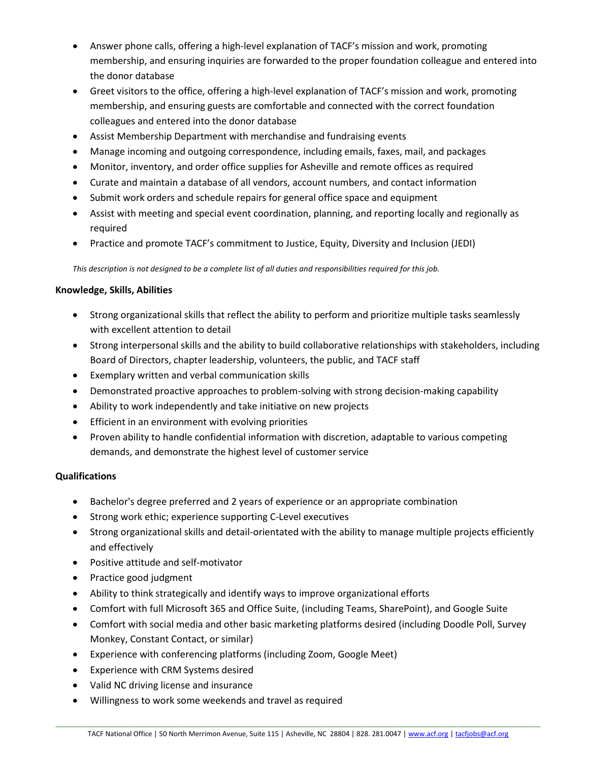- Answer phone calls, offering a high-level explanation of TACF's mission and work, promoting membership, and ensuring inquiries are forwarded to the proper foundation colleague and entered into the donor database
- Greet visitors to the office, offering a high-level explanation of TACF's mission and work, promoting membership, and ensuring guests are comfortable and connected with the correct foundation colleagues and entered into the donor database
- Assist Membership Department with merchandise and fundraising events
- Manage incoming and outgoing correspondence, including emails, faxes, mail, and packages
- Monitor, inventory, and order office supplies for Asheville and remote offices as required
- Curate and maintain a database of all vendors, account numbers, and contact information
- Submit work orders and schedule repairs for general office space and equipment
- Assist with meeting and special event coordination, planning, and reporting locally and regionally as required
- Practice and promote TACF's commitment to Justice, Equity, Diversity and Inclusion (JEDI)

*This description is not designed to be a complete list of all duties and responsibilities required for this job.*

**Knowledge, Skills, Abilities**

- Strong organizational skills that reflect the ability to perform and prioritize multiple tasks seamlessly with excellent attention to detail
- Strong interpersonal skills and the ability to build collaborative relationships with stakeholders, including Board of Directors, chapter leadership, volunteers, the public, and TACF staff
- Exemplary written and verbal communication skills
- Demonstrated proactive approaches to problem-solving with strong decision-making capability
- Ability to work independently and take initiative on new projects
- Efficient in an environment with evolving priorities
- Proven ability to handle confidential information with discretion, adaptable to various competing demands, and demonstrate the highest level of customer service

**Qualifications**

- Bachelor's degree preferred and 2 years of experience or an appropriate combination
- Strong work ethic; experience supporting C-Level executives
- Strong organizational skills and detail-orientated with the ability to manage multiple projects efficiently and effectively
- Positive attitude and self-motivator
- Practice good judgment
- Ability to think strategically and identify ways to improve organizational efforts
- Comfort with full Microsoft 365 and Office Suite, (including Teams, SharePoint), and Google Suite
- Comfort with social media and other basic marketing platforms desired (including Doodle Poll, Survey Monkey, Constant Contact, or similar)
- Experience with conferencing platforms (including Zoom, Google Meet)
- Experience with CRM Systems desired
- Valid NC driving license and insurance
- Willingness to work some weekends and travel as required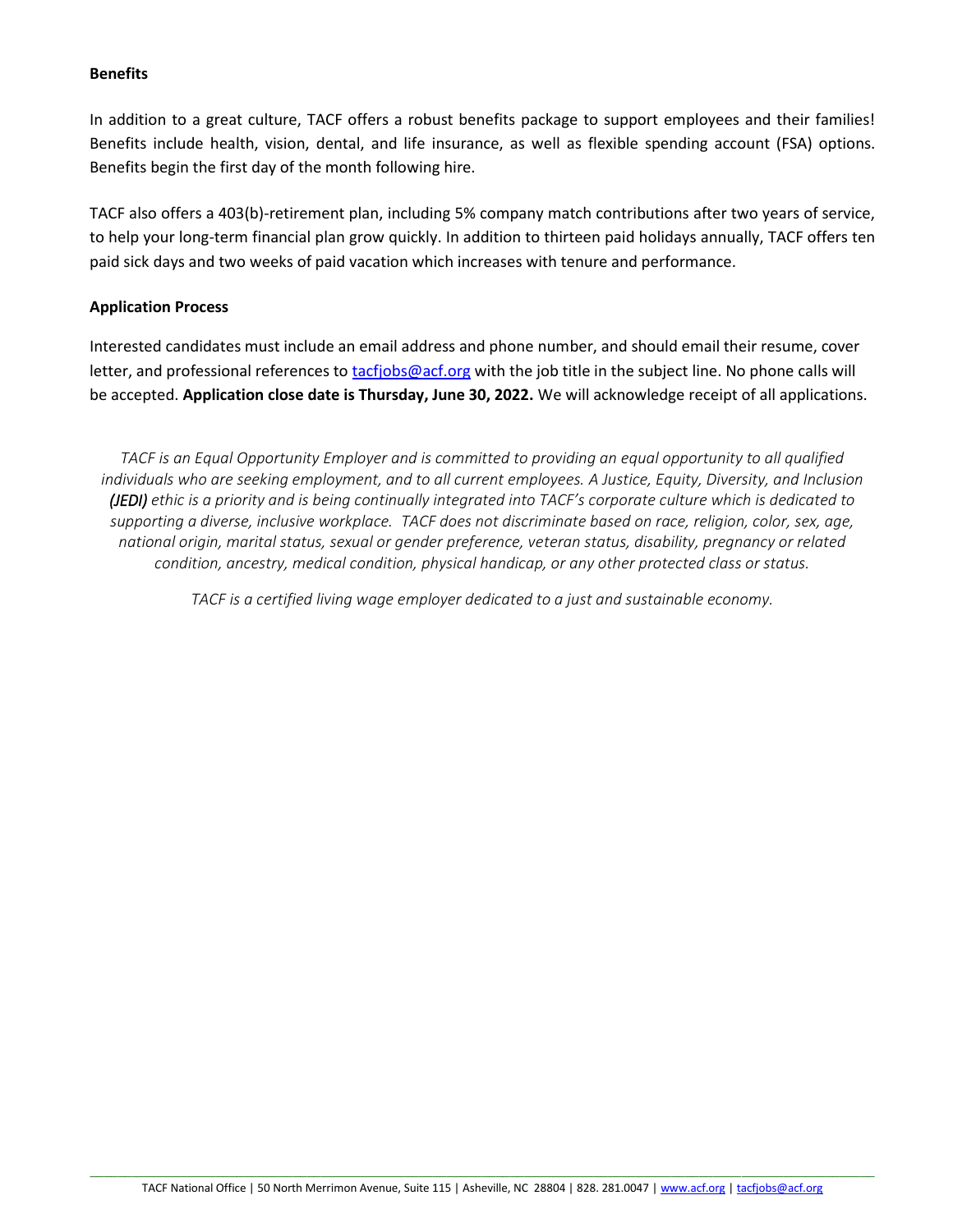**Benefits**

In addition to a great culture, TACF offers a robust benefits package to support employees and their families! Benefits include health, vision, dental, and life insurance, as well as flexible spending account (FSA) options. Benefits begin the first day of the month following hire.

TACF also offers a 403(b)-retirement plan, including 5% company match contributions after two years of service, to help your long-term financial plan grow quickly. In addition to thirteen paid holidays annually, TACF offers ten paid sick days and two weeks of paid vacation which increases with tenure and performance.

**Application Process**

Interested candidates must include an email address and phone number, and should email their resume, cover letter, and professional references to tacfjobs@acf.org with the job title in the subject line. No phone calls will be accepted. **Application close date is Thursday, June 30, 2022.** We will acknowledge receipt of all applications.

*TACF is an Equal Opportunity Employer and is committed to providing an equal opportunity to all qualified individuals who are seeking employment, and to all current employees. A Justice, Equity, Diversity, and Inclusion (JEDI) ethic is a priority and is being continually integrated into TACF's corporate culture which is dedicated to supporting a diverse, inclusive workplace. TACF does not discriminate based on race, religion, color, sex, age, national origin, marital status, sexual or gender preference, veteran status, disability, pregnancy or related condition, ancestry, medical condition, physical handicap, or any other protected class or status.*

*TACF is a certified living wage employer dedicated to a just and sustainable economy.*